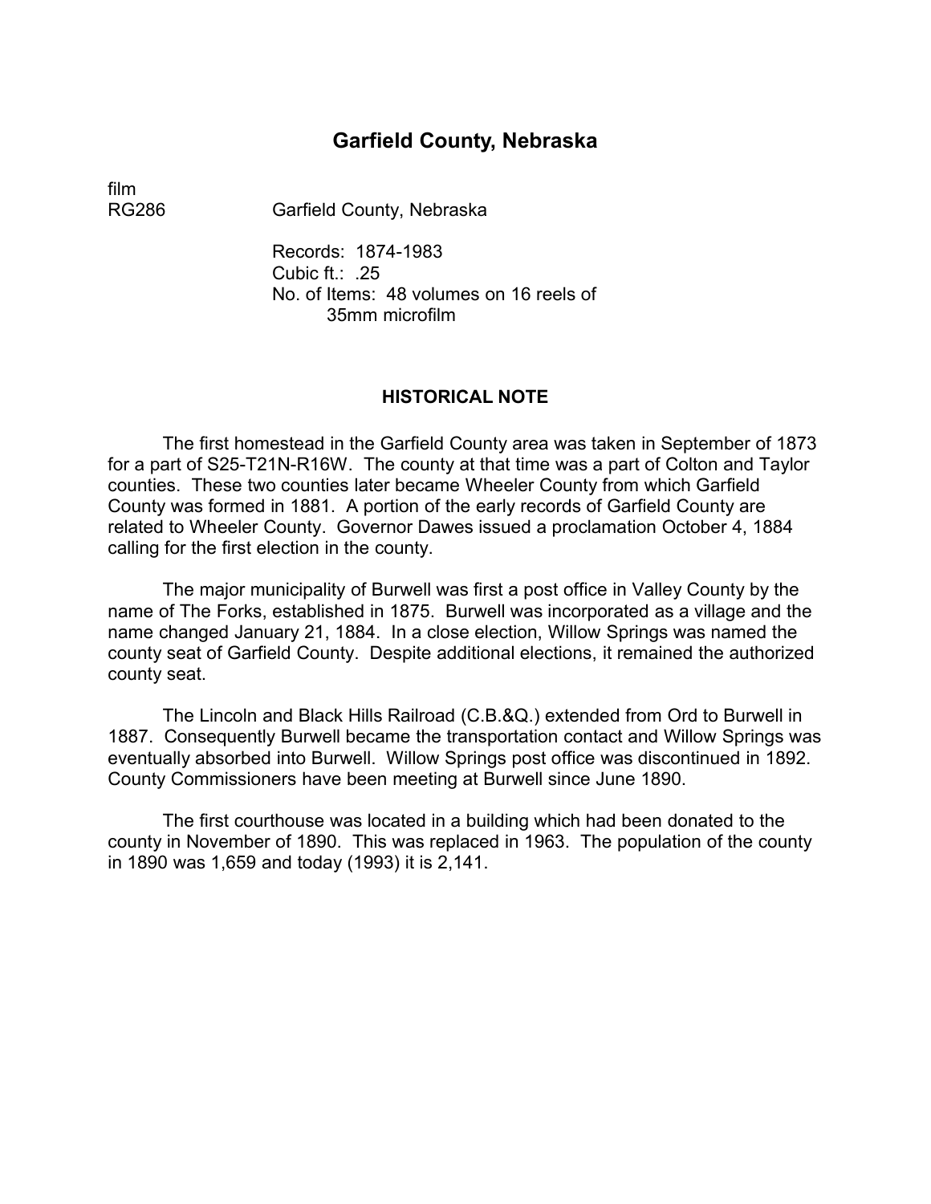# Garfield County, Nebraska

film
RG286 Garfield County, Nebraska

Records: 1874-1983
Cubic ft.: .25
No. of Items: 48 volumes on 16 reels of 35mm microfilm

## HISTORICAL NOTE

The first homestead in the Garfield County area was taken in September of 1873 for a part of S25-T21N-R16W. The county at that time was a part of Colton and Taylor counties. These two counties later became Wheeler County from which Garfield County was formed in 1881. A portion of the early records of Garfield County are related to Wheeler County. Governor Dawes issued a proclamation October 4, 1884 calling for the first election in the county.

The major municipality of Burwell was first a post office in Valley County by the name of The Forks, established in 1875. Burwell was incorporated as a village and the name changed January 21, 1884. In a close election, Willow Springs was named the county seat of Garfield County. Despite additional elections, it remained the authorized county seat.

The Lincoln and Black Hills Railroad (C.B.&Q.) extended from Ord to Burwell in 1887. Consequently Burwell became the transportation contact and Willow Springs was eventually absorbed into Burwell. Willow Springs post office was discontinued in 1892. County Commissioners have been meeting at Burwell since June 1890.

The first courthouse was located in a building which had been donated to the county in November of 1890. This was replaced in 1963. The population of the county in 1890 was 1,659 and today (1993) it is 2,141.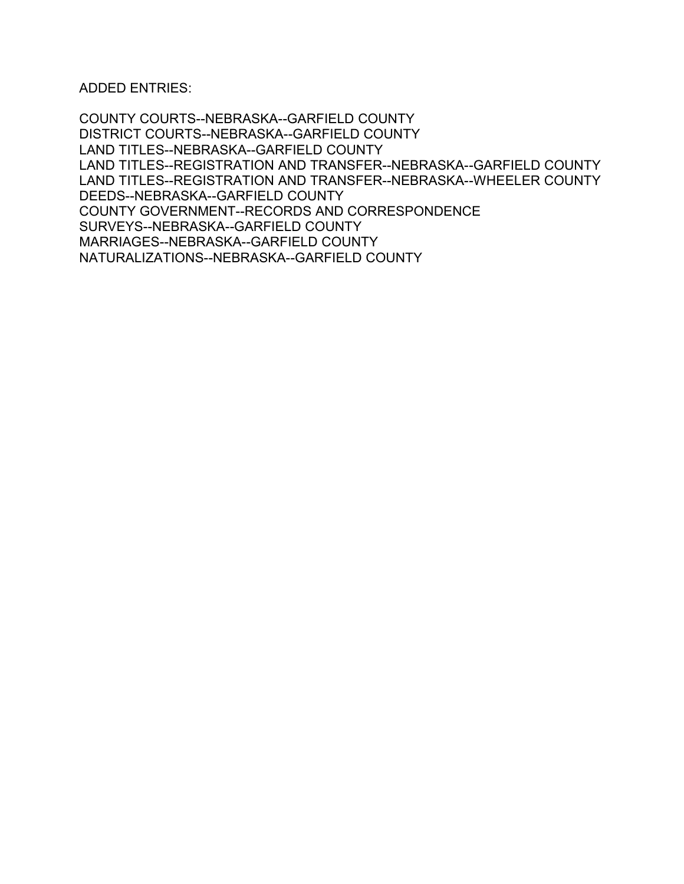ADDED ENTRIES:

COUNTY COURTS--NEBRASKA--GARFIELD COUNTY
DISTRICT COURTS--NEBRASKA--GARFIELD COUNTY
LAND TITLES--NEBRASKA--GARFIELD COUNTY
LAND TITLES--REGISTRATION AND TRANSFER--NEBRASKA--GARFIELD COUNTY
LAND TITLES--REGISTRATION AND TRANSFER--NEBRASKA--WHEELER COUNTY
DEEDS--NEBRASKA--GARFIELD COUNTY
COUNTY GOVERNMENT--RECORDS AND CORRESPONDENCE
SURVEYS--NEBRASKA--GARFIELD COUNTY
MARRIAGES--NEBRASKA--GARFIELD COUNTY
NATURALIZATIONS--NEBRASKA--GARFIELD COUNTY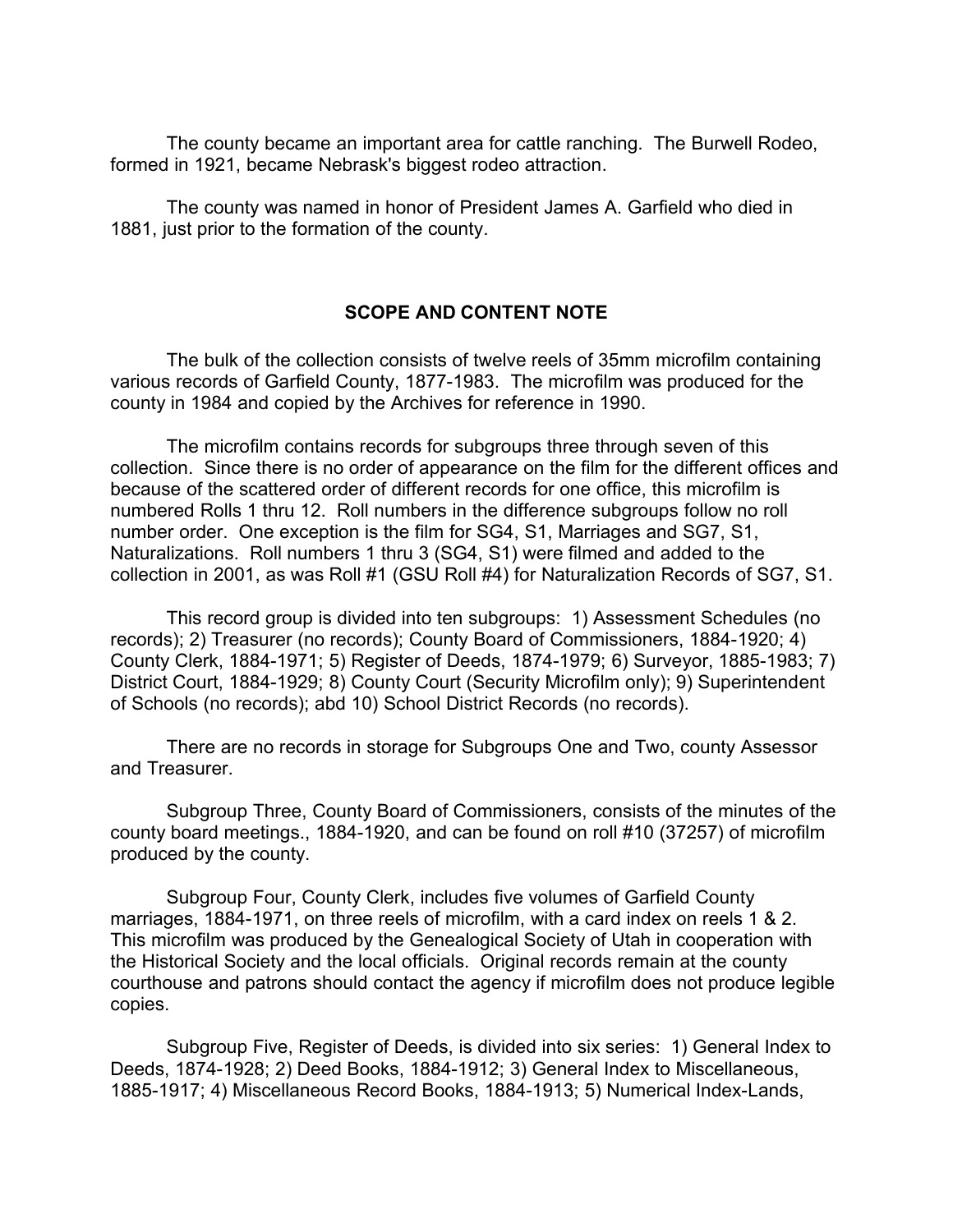The county became an important area for cattle ranching. The Burwell Rodeo, formed in 1921, became Nebrask's biggest rodeo attraction.

The county was named in honor of President James A. Garfield who died in 1881, just prior to the formation of the county.

## SCOPE AND CONTENT NOTE

The bulk of the collection consists of twelve reels of 35mm microfilm containing various records of Garfield County, 1877-1983. The microfilm was produced for the county in 1984 and copied by the Archives for reference in 1990.

The microfilm contains records for subgroups three through seven of this collection. Since there is no order of appearance on the film for the different offices and because of the scattered order of different records for one office, this microfilm is numbered Rolls 1 thru 12. Roll numbers in the difference subgroups follow no roll number order. One exception is the film for SG4, S1, Marriages and SG7, S1, Naturalizations. Roll numbers 1 thru 3 (SG4, S1) were filmed and added to the collection in 2001, as was Roll #1 (GSU Roll #4) for Naturalization Records of SG7, S1.

This record group is divided into ten subgroups: 1) Assessment Schedules (no records); 2) Treasurer (no records); County Board of Commissioners, 1884-1920; 4) County Clerk, 1884-1971; 5) Register of Deeds, 1874-1979; 6) Surveyor, 1885-1983; 7) District Court, 1884-1929; 8) County Court (Security Microfilm only); 9) Superintendent of Schools (no records); abd 10) School District Records (no records).

There are no records in storage for Subgroups One and Two, county Assessor and Treasurer.

Subgroup Three, County Board of Commissioners, consists of the minutes of the county board meetings., 1884-1920, and can be found on roll #10 (37257) of microfilm produced by the county.

Subgroup Four, County Clerk, includes five volumes of Garfield County marriages, 1884-1971, on three reels of microfilm, with a card index on reels 1 & 2. This microfilm was produced by the Genealogical Society of Utah in cooperation with the Historical Society and the local officials. Original records remain at the county courthouse and patrons should contact the agency if microfilm does not produce legible copies.

Subgroup Five, Register of Deeds, is divided into six series: 1) General Index to Deeds, 1874-1928; 2) Deed Books, 1884-1912; 3) General Index to Miscellaneous, 1885-1917; 4) Miscellaneous Record Books, 1884-1913; 5) Numerical Index-Lands,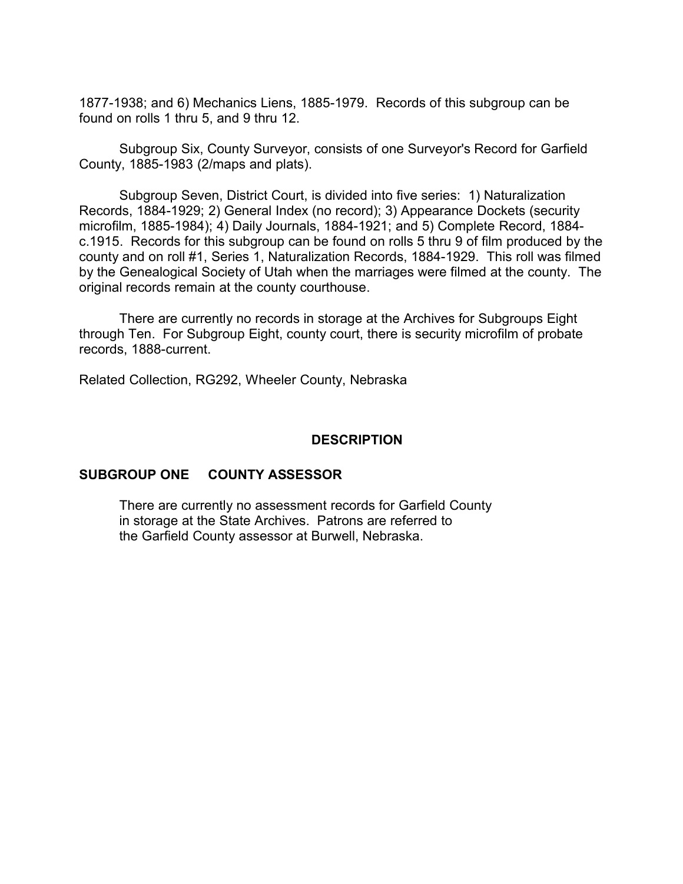1877-1938; and 6) Mechanics Liens, 1885-1979. Records of this subgroup can be found on rolls 1 thru 5, and 9 thru 12.

Subgroup Six, County Surveyor, consists of one Surveyor's Record for Garfield County, 1885-1983 (2/maps and plats).

Subgroup Seven, District Court, is divided into five series: 1) Naturalization Records, 1884-1929; 2) General Index (no record); 3) Appearance Dockets (security microfilm, 1885-1984); 4) Daily Journals, 1884-1921; and 5) Complete Record, 1884-c.1915. Records for this subgroup can be found on rolls 5 thru 9 of film produced by the county and on roll #1, Series 1, Naturalization Records, 1884-1929. This roll was filmed by the Genealogical Society of Utah when the marriages were filmed at the county. The original records remain at the county courthouse.

There are currently no records in storage at the Archives for Subgroups Eight through Ten. For Subgroup Eight, county court, there is security microfilm of probate records, 1888-current.

Related Collection, RG292, Wheeler County, Nebraska

## DESCRIPTION

### SUBGROUP ONE COUNTY ASSESSOR

There are currently no assessment records for Garfield County in storage at the State Archives. Patrons are referred to the Garfield County assessor at Burwell, Nebraska.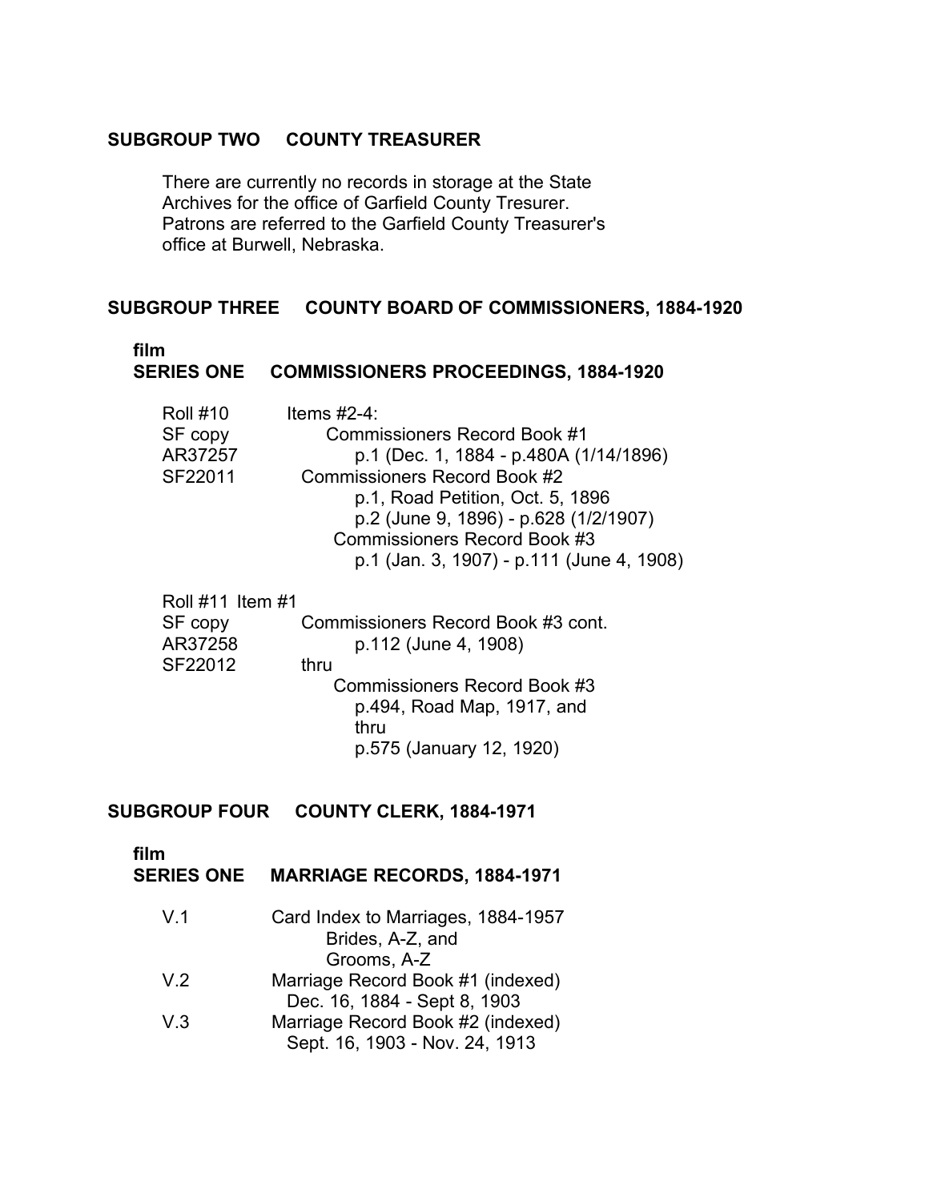## SUBGROUP TWO COUNTY TREASURER

There are currently no records in storage at the State Archives for the office of Garfield County Tresurer. Patrons are referred to the Garfield County Treasurer's office at Burwell, Nebraska.

## SUBGROUP THREE COUNTY BOARD OF COMMISSIONERS, 1884-1920

film
### SERIES ONE COMMISSIONERS PROCEEDINGS, 1884-1920

Roll #10
SF copy
AR37257
SF22011

Items #2-4:
Commissioners Record Book #1
p.1 (Dec. 1, 1884 - p.480A (1/14/1896)
Commissioners Record Book #2
p.1, Road Petition, Oct. 5, 1896
p.2 (June 9, 1896) - p.628 (1/2/1907)
Commissioners Record Book #3
p.1 (Jan. 3, 1907) - p.111 (June 4, 1908)

Roll #11 Item #1
SF copy
AR37258
SF22012

Commissioners Record Book #3 cont.
p.112 (June 4, 1908)
thru
Commissioners Record Book #3
p.494, Road Map, 1917, and
thru
p.575 (January 12, 1920)

## SUBGROUP FOUR COUNTY CLERK, 1884-1971

film
### SERIES ONE MARRIAGE RECORDS, 1884-1971

| | |
|---|---|
| V.1 | Card Index to Marriages, 1884-1957<br>Brides, A-Z, and<br>Grooms, A-Z |
| V.2 | Marriage Record Book #1 (indexed)<br>Dec. 16, 1884 - Sept 8, 1903 |
| V.3 | Marriage Record Book #2 (indexed)<br>Sept. 16, 1903 - Nov. 24, 1913 |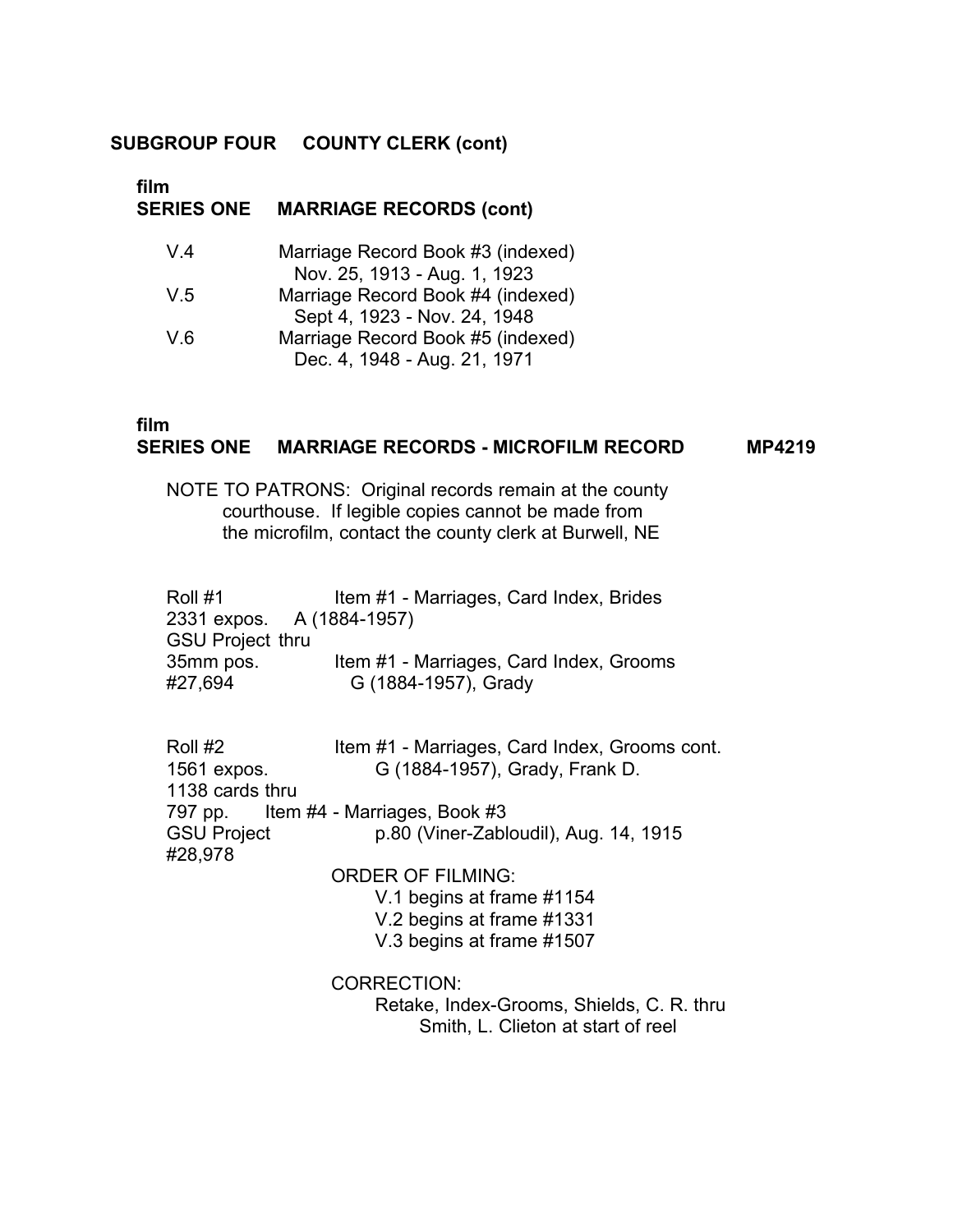## SUBGROUP FOUR COUNTY CLERK (cont)

**film**
### SERIES ONE MARRIAGE RECORDS (cont)

V.4 Marriage Record Book #3 (indexed)
Nov. 25, 1913 - Aug. 1, 1923

V.5 Marriage Record Book #4 (indexed)
Sept 4, 1923 - Nov. 24, 1948

V.6 Marriage Record Book #5 (indexed)
Dec. 4, 1948 - Aug. 21, 1971

**film**
### SERIES ONE MARRIAGE RECORDS - MICROFILM RECORD MP4219

NOTE TO PATRONS: Original records remain at the county courthouse. If legible copies cannot be made from the microfilm, contact the county clerk at Burwell, NE

Roll #1
2331 expos.
GSU Project
35mm pos.
#27,694

Item #1 - Marriages, Card Index, Brides
A (1884-1957)
thru
Item #1 - Marriages, Card Index, Grooms
G (1884-1957), Grady

Roll #2
1561 expos.
1138 cards
797 pp.
GSU Project
#28,978

Item #1 - Marriages, Card Index, Grooms cont.
G (1884-1957), Grady, Frank D.
thru
Item #4 - Marriages, Book #3
p.80 (Viner-Zabloudil), Aug. 14, 1915

ORDER OF FILMING:
V.1 begins at frame #1154
V.2 begins at frame #1331
V.3 begins at frame #1507

CORRECTION:
Retake, Index-Grooms, Shields, C. R. thru
Smith, L. Clieton at start of reel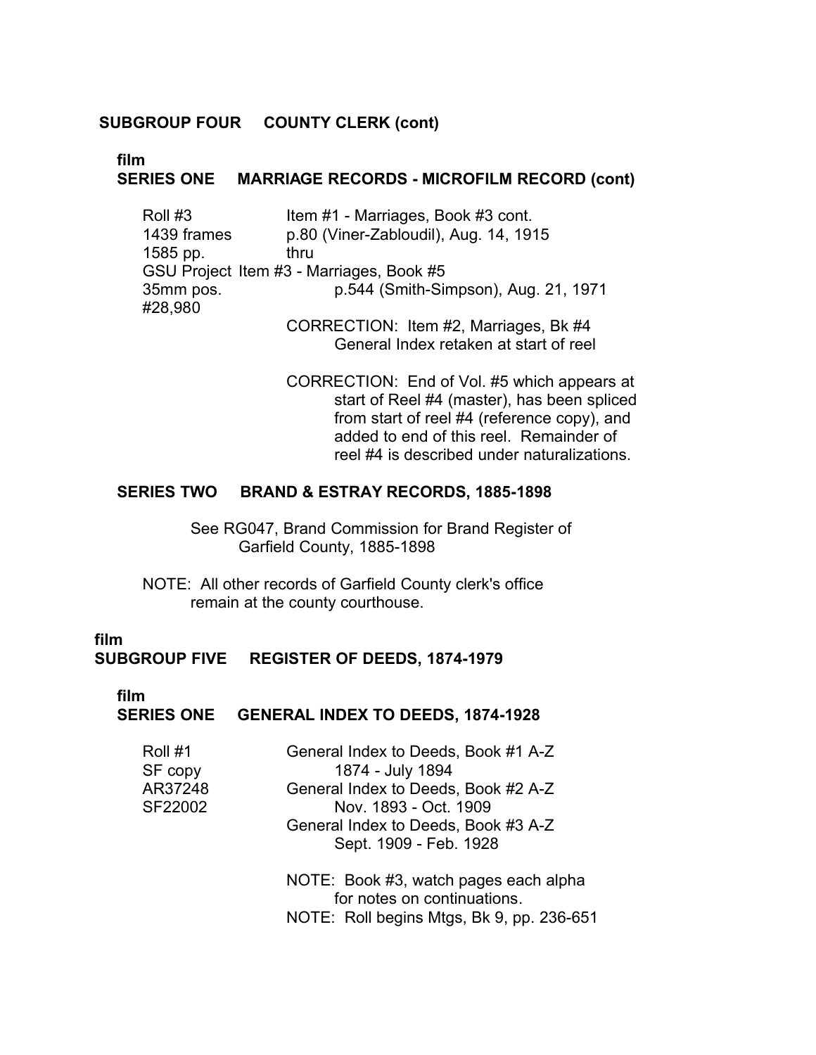**SUBGROUP FOUR COUNTY CLERK (cont)**

**film**
**SERIES ONE MARRIAGE RECORDS - MICROFILM RECORD (cont)**

| | |
|---|---|
| Roll #3<br>1439 frames<br>1585 pp.<br>GSU Project<br>35mm pos.<br>#28,980 | Item #1 - Marriages, Book #3 cont.<br>p.80 (Viner-Zabloudil), Aug. 14, 1915<br>thru<br>Item #3 - Marriages, Book #5<br>p.544 (Smith-Simpson), Aug. 21, 1971<br><br>CORRECTION: Item #2, Marriages, Bk #4 General Index retaken at start of reel<br><br>CORRECTION: End of Vol. #5 which appears at start of Reel #4 (master), has been spliced from start of reel #4 (reference copy), and added to end of this reel. Remainder of reel #4 is described under naturalizations. |

**SERIES TWO BRAND & ESTRAY RECORDS, 1885-1898**

See RG047, Brand Commission for Brand Register of Garfield County, 1885-1898

NOTE: All other records of Garfield County clerk's office remain at the county courthouse.

**film**
**SUBGROUP FIVE REGISTER OF DEEDS, 1874-1979**

**film**
**SERIES ONE GENERAL INDEX TO DEEDS, 1874-1928**

| | |
|---|---|
| Roll #1<br>SF copy<br>AR37248<br>SF22002 | General Index to Deeds, Book #1 A-Z<br>1874 - July 1894<br>General Index to Deeds, Book #2 A-Z<br>Nov. 1893 - Oct. 1909<br>General Index to Deeds, Book #3 A-Z<br>Sept. 1909 - Feb. 1928<br><br>NOTE: Book #3, watch pages each alpha for notes on continuations.<br>NOTE: Roll begins Mtgs, Bk 9, pp. 236-651 |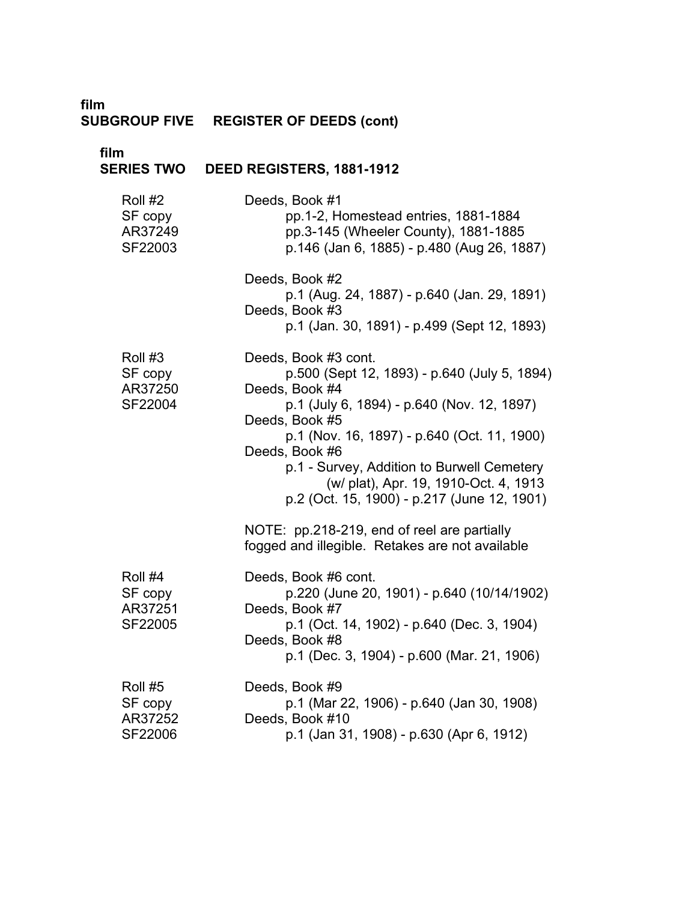**film**
**SUBGROUP FIVE REGISTER OF DEEDS (cont)**

**film**
**SERIES TWO DEED REGISTERS, 1881-1912**

| | |
|---|---|
| Roll #2<br>SF copy<br>AR37249<br>SF22003 | Deeds, Book #1<br>pp.1-2, Homestead entries, 1881-1884<br>pp.3-145 (Wheeler County), 1881-1885<br>p.146 (Jan 6, 1885) - p.480 (Aug 26, 1887)<br><br>Deeds, Book #2<br>p.1 (Aug. 24, 1887) - p.640 (Jan. 29, 1891)<br>Deeds, Book #3<br>p.1 (Jan. 30, 1891) - p.499 (Sept 12, 1893) |
| Roll #3<br>SF copy<br>AR37250<br>SF22004 | Deeds, Book #3 cont.<br>p.500 (Sept 12, 1893) - p.640 (July 5, 1894)<br>Deeds, Book #4<br>p.1 (July 6, 1894) - p.640 (Nov. 12, 1897)<br>Deeds, Book #5<br>p.1 (Nov. 16, 1897) - p.640 (Oct. 11, 1900)<br>Deeds, Book #6<br>p.1 - Survey, Addition to Burwell Cemetery (w/ plat), Apr. 19, 1910-Oct. 4, 1913<br>p.2 (Oct. 15, 1900) - p.217 (June 12, 1901)<br><br>NOTE: pp.218-219, end of reel are partially fogged and illegible. Retakes are not available |
| Roll #4<br>SF copy<br>AR37251<br>SF22005 | Deeds, Book #6 cont.<br>p.220 (June 20, 1901) - p.640 (10/14/1902)<br>Deeds, Book #7<br>p.1 (Oct. 14, 1902) - p.640 (Dec. 3, 1904)<br>Deeds, Book #8<br>p.1 (Dec. 3, 1904) - p.600 (Mar. 21, 1906) |
| Roll #5<br>SF copy<br>AR37252<br>SF22006 | Deeds, Book #9<br>p.1 (Mar 22, 1906) - p.640 (Jan 30, 1908)<br>Deeds, Book #10<br>p.1 (Jan 31, 1908) - p.630 (Apr 6, 1912) |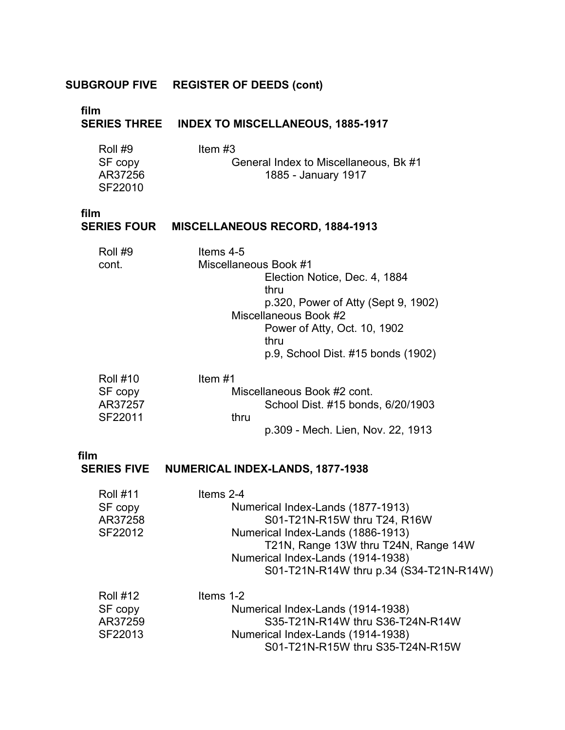## SUBGROUP FIVE REGISTER OF DEEDS (cont)

film
### SERIES THREE INDEX TO MISCELLANEOUS, 1885-1917

Roll #9
SF copy
AR37256
SF22010

Item #3
General Index to Miscellaneous, Bk #1
1885 - January 1917

film
### SERIES FOUR MISCELLANEOUS RECORD, 1884-1913

Roll #9
cont.

Items 4-5
Miscellaneous Book #1
Election Notice, Dec. 4, 1884
thru
p.320, Power of Atty (Sept 9, 1902)
Miscellaneous Book #2
Power of Atty, Oct. 10, 1902
thru
p.9, School Dist. #15 bonds (1902)

Roll #10
SF copy
AR37257
SF22011

Item #1
Miscellaneous Book #2 cont.
School Dist. #15 bonds, 6/20/1903
thru
p.309 - Mech. Lien, Nov. 22, 1913

film
### SERIES FIVE NUMERICAL INDEX-LANDS, 1877-1938

Roll #11
SF copy
AR37258
SF22012

Items 2-4
Numerical Index-Lands (1877-1913)
S01-T21N-R15W thru T24, R16W
Numerical Index-Lands (1886-1913)
T21N, Range 13W thru T24N, Range 14W
Numerical Index-Lands (1914-1938)
S01-T21N-R14W thru p.34 (S34-T21N-R14W)

Roll #12
SF copy
AR37259
SF22013

Items 1-2
Numerical Index-Lands (1914-1938)
S35-T21N-R14W thru S36-T24N-R14W
Numerical Index-Lands (1914-1938)
S01-T21N-R15W thru S35-T24N-R15W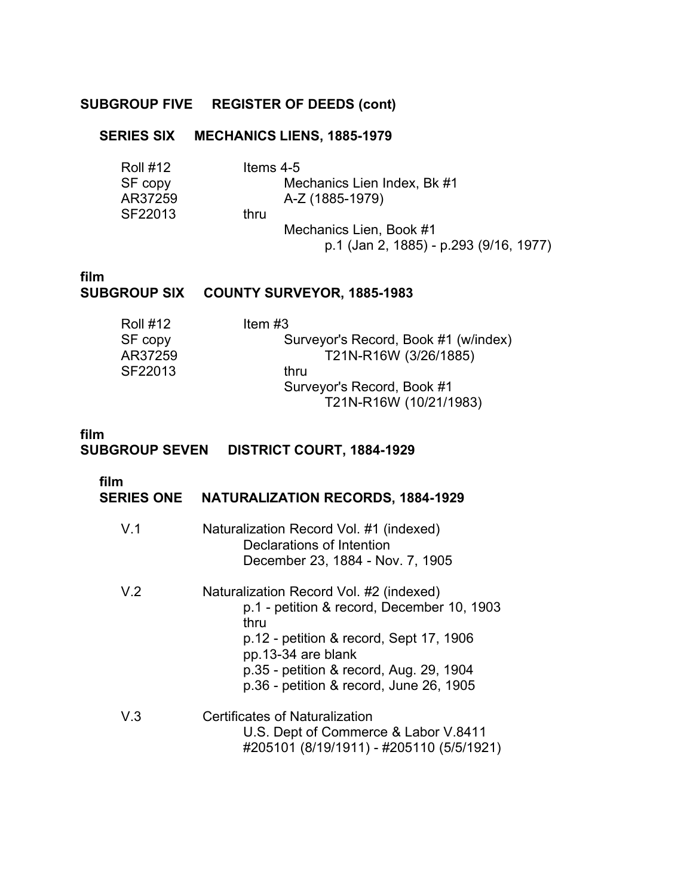**SUBGROUP FIVE REGISTER OF DEEDS (cont)**

**SERIES SIX MECHANICS LIENS, 1885-1979**

| | |
|---|---|
| Roll #12 | Items 4-5 |
| SF copy | Mechanics Lien Index, Bk #1 |
| AR37259 | A-Z (1885-1979) |
| SF22013 | thru |
| | Mechanics Lien, Book #1 |
| | p.1 (Jan 2, 1885) - p.293 (9/16, 1977) |

film

**SUBGROUP SIX COUNTY SURVEYOR, 1885-1983**

| | |
|---|---|
| Roll #12 | Item #3 |
| SF copy | Surveyor's Record, Book #1 (w/index) |
| AR37259 | T21N-R16W (3/26/1885) |
| SF22013 | thru |
| | Surveyor's Record, Book #1 |
| | T21N-R16W (10/21/1983) |

film

**SUBGROUP SEVEN DISTRICT COURT, 1884-1929**

film

**SERIES ONE NATURALIZATION RECORDS, 1884-1929**

V.1 Naturalization Record Vol. #1 (indexed)
Declarations of Intention
December 23, 1884 - Nov. 7, 1905

V.2 Naturalization Record Vol. #2 (indexed)
p.1 - petition & record, December 10, 1903
thru
p.12 - petition & record, Sept 17, 1906
pp.13-34 are blank
p.35 - petition & record, Aug. 29, 1904
p.36 - petition & record, June 26, 1905

V.3 Certificates of Naturalization
U.S. Dept of Commerce & Labor V.8411
#205101 (8/19/1911) - #205110 (5/5/1921)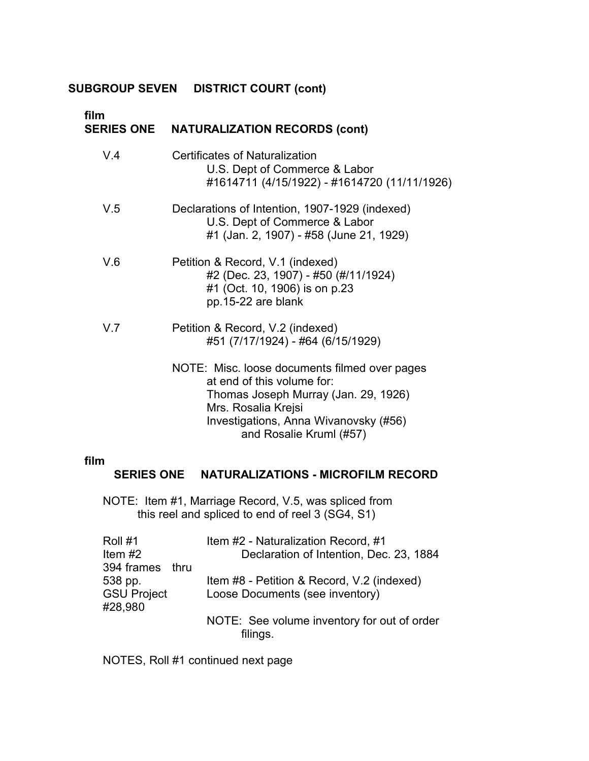## SUBGROUP SEVEN DISTRICT COURT (cont)

film
### SERIES ONE NATURALIZATION RECORDS (cont)

| | |
|---|---|
| V.4 | Certificates of Naturalization<br>U.S. Dept of Commerce & Labor<br>#1614711 (4/15/1922) - #1614720 (11/11/1926) |
| V.5 | Declarations of Intention, 1907-1929 (indexed)<br>U.S. Dept of Commerce & Labor<br>#1 (Jan. 2, 1907) - #58 (June 21, 1929) |
| V.6 | Petition & Record, V.1 (indexed)<br>#2 (Dec. 23, 1907) - #50 (#/11/1924)<br>#1 (Oct. 10, 1906) is on p.23<br>pp.15-22 are blank |
| V.7 | Petition & Record, V.2 (indexed)<br>#51 (7/17/1924) - #64 (6/15/1929) |
| | NOTE: Misc. loose documents filmed over pages at end of this volume for:<br>Thomas Joseph Murray (Jan. 29, 1926)<br>Mrs. Rosalia Krejsi<br>Investigations, Anna Wivanovsky (#56) and Rosalie Kruml (#57) |

film
### SERIES ONE NATURALIZATIONS - MICROFILM RECORD

NOTE: Item #1, Marriage Record, V.5, was spliced from this reel and spliced to end of reel 3 (SG4, S1)

| | |
|---|---|
| Roll #1<br>Item #2<br>394 frames<br>538 pp.<br>GSU Project #28,980 | Item #2 - Naturalization Record, #1<br>Declaration of Intention, Dec. 23, 1884<br>thru<br>Item #8 - Petition & Record, V.2 (indexed)<br>Loose Documents (see inventory)<br><br>NOTE: See volume inventory for out of order filings. |

NOTES, Roll #1 continued next page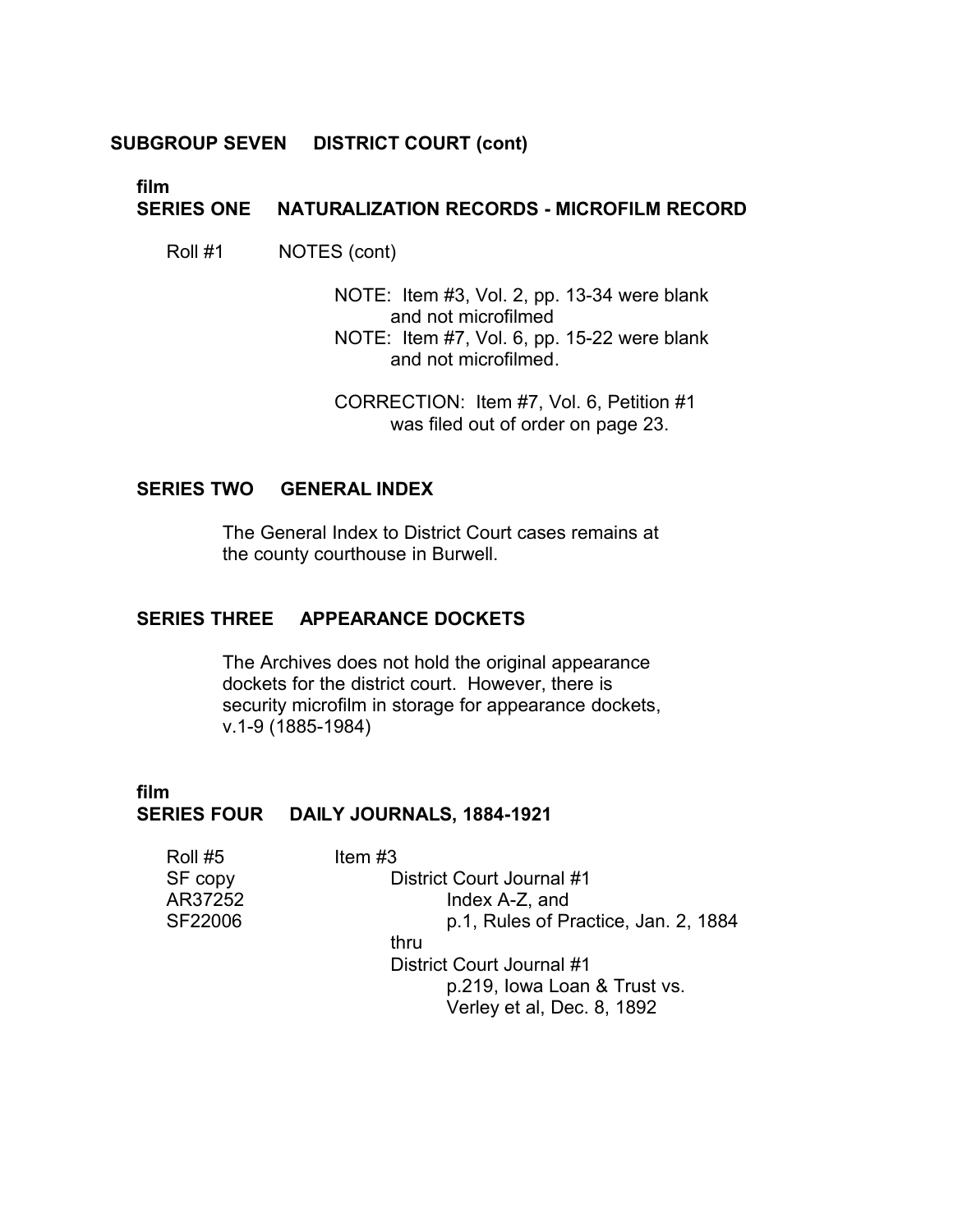## SUBGROUP SEVEN DISTRICT COURT (cont)

### film
### SERIES ONE NATURALIZATION RECORDS - MICROFILM RECORD

Roll #1 NOTES (cont)

NOTE: Item #3, Vol. 2, pp. 13-34 were blank and not microfilmed
NOTE: Item #7, Vol. 6, pp. 15-22 were blank and not microfilmed.

CORRECTION: Item #7, Vol. 6, Petition #1 was filed out of order on page 23.

### SERIES TWO GENERAL INDEX

The General Index to District Court cases remains at the county courthouse in Burwell.

### SERIES THREE APPEARANCE DOCKETS

The Archives does not hold the original appearance dockets for the district court. However, there is security microfilm in storage for appearance dockets, v.1-9 (1885-1984)

### film
### SERIES FOUR DAILY JOURNALS, 1884-1921

| | |
|---|---|
| Roll #5 | Item #3 |
| SF copy | District Court Journal #1 |
| AR37252 | Index A-Z, and |
| SF22006 | p.1, Rules of Practice, Jan. 2, 1884 |
| | thru |
| | District Court Journal #1 |
| | p.219, Iowa Loan & Trust vs. Verley et al, Dec. 8, 1892 |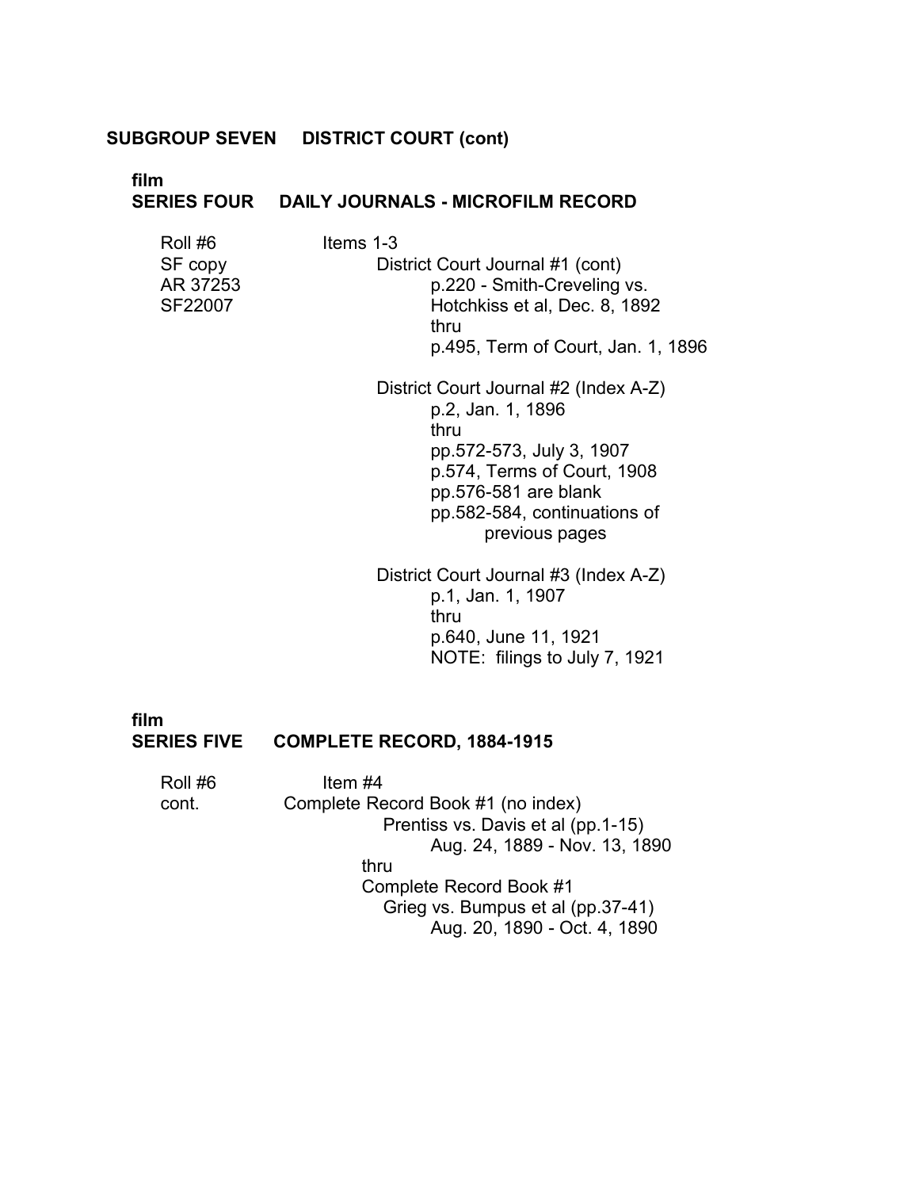**SUBGROUP SEVEN DISTRICT COURT (cont)**

**film**
**SERIES FOUR DAILY JOURNALS - MICROFILM RECORD**

Roll #6
SF copy
AR 37253
SF22007

Items 1-3

District Court Journal #1 (cont)
p.220 - Smith-Creveling vs. Hotchkiss et al, Dec. 8, 1892
thru
p.495, Term of Court, Jan. 1, 1896

District Court Journal #2 (Index A-Z)
p.2, Jan. 1, 1896
thru
pp.572-573, July 3, 1907
p.574, Terms of Court, 1908
pp.576-581 are blank
pp.582-584, continuations of previous pages

District Court Journal #3 (Index A-Z)
p.1, Jan. 1, 1907
thru
p.640, June 11, 1921
NOTE: filings to July 7, 1921

**film**
**SERIES FIVE COMPLETE RECORD, 1884-1915**

Roll #6
cont.

Item #4

Complete Record Book #1 (no index)
Prentiss vs. Davis et al (pp.1-15)
Aug. 24, 1889 - Nov. 13, 1890
thru
Complete Record Book #1
Grieg vs. Bumpus et al (pp.37-41)
Aug. 20, 1890 - Oct. 4, 1890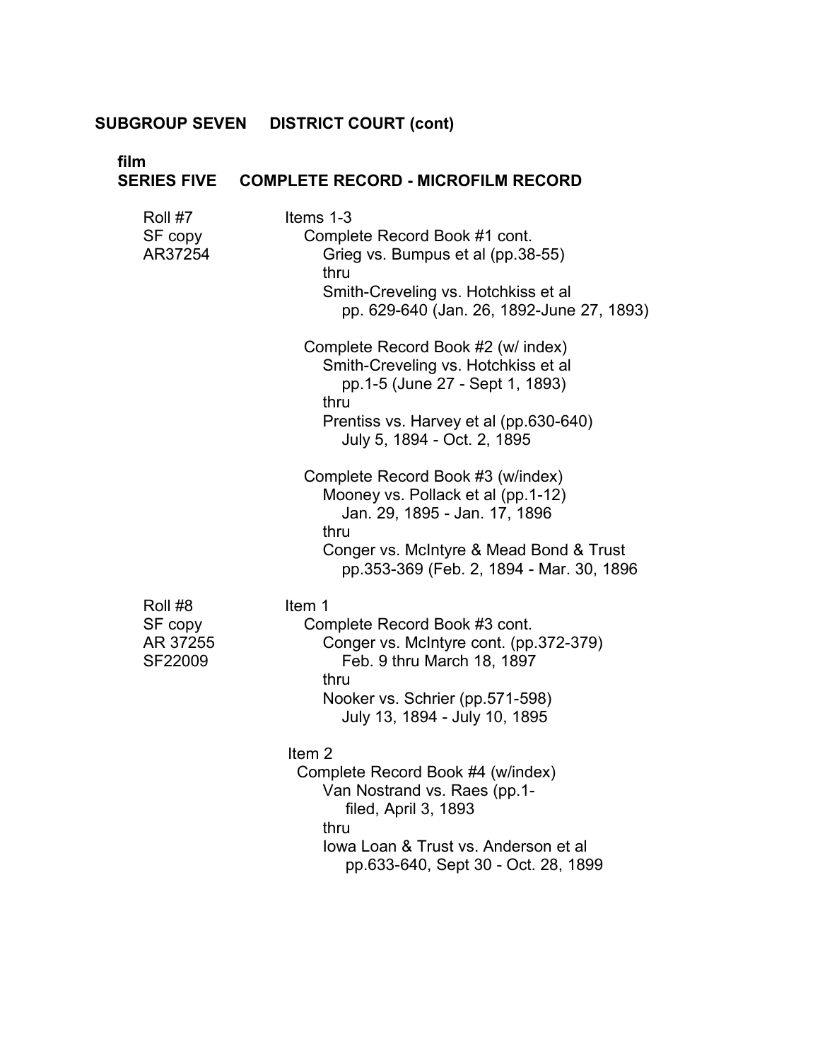**SUBGROUP SEVEN DISTRICT COURT (cont)**

**film**
**SERIES FIVE COMPLETE RECORD - MICROFILM RECORD**

Roll #7
SF copy
AR37254

Items 1-3
Complete Record Book #1 cont.
Grieg vs. Bumpus et al (pp.38-55)
thru
Smith-Creveling vs. Hotchkiss et al
pp. 629-640 (Jan. 26, 1892-June 27, 1893)

Complete Record Book #2 (w/ index)
Smith-Creveling vs. Hotchkiss et al
pp.1-5 (June 27 - Sept 1, 1893)
thru
Prentiss vs. Harvey et al (pp.630-640)
July 5, 1894 - Oct. 2, 1895

Complete Record Book #3 (w/index)
Mooney vs. Pollack et al (pp.1-12)
Jan. 29, 1895 - Jan. 17, 1896
thru
Conger vs. McIntyre & Mead Bond & Trust
pp.353-369 (Feb. 2, 1894 - Mar. 30, 1896

Roll #8
SF copy
AR 37255
SF22009

Item 1
Complete Record Book #3 cont.
Conger vs. McIntyre cont. (pp.372-379)
Feb. 9 thru March 18, 1897
thru
Nooker vs. Schrier (pp.571-598)
July 13, 1894 - July 10, 1895

Item 2
Complete Record Book #4 (w/index)
Van Nostrand vs. Raes (pp.1-
filed, April 3, 1893
thru
Iowa Loan & Trust vs. Anderson et al
pp.633-640, Sept 30 - Oct. 28, 1899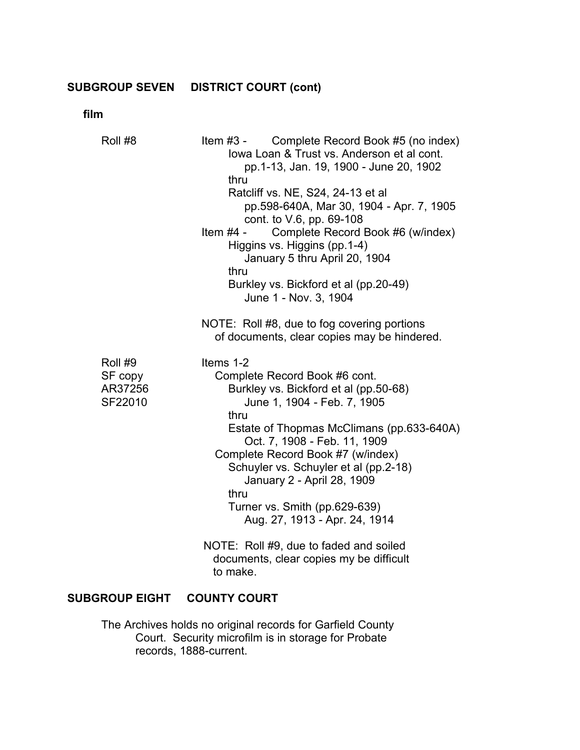## SUBGROUP SEVEN DISTRICT COURT (cont)

**film**

| | |
|---|---|
| Roll #8 | Item #3 - Complete Record Book #5 (no index)<br>Iowa Loan & Trust vs. Anderson et al cont.<br>pp.1-13, Jan. 19, 1900 - June 20, 1902<br>thru<br>Ratcliff vs. NE, S24, 24-13 et al<br>pp.598-640A, Mar 30, 1904 - Apr. 7, 1905<br>cont. to V.6, pp. 69-108<br>Item #4 - Complete Record Book #6 (w/index)<br>Higgins vs. Higgins (pp.1-4)<br>January 5 thru April 20, 1904<br>thru<br>Burkley vs. Bickford et al (pp.20-49)<br>June 1 - Nov. 3, 1904<br><br>NOTE: Roll #8, due to fog covering portions of documents, clear copies may be hindered. |
| Roll #9<br>SF copy<br>AR37256<br>SF22010 | Items 1-2<br>Complete Record Book #6 cont.<br>Burkley vs. Bickford et al (pp.50-68)<br>June 1, 1904 - Feb. 7, 1905<br>thru<br>Estate of Thopmas McClimans (pp.633-640A)<br>Oct. 7, 1908 - Feb. 11, 1909<br>Complete Record Book #7 (w/index)<br>Schuyler vs. Schuyler et al (pp.2-18)<br>January 2 - April 28, 1909<br>thru<br>Turner vs. Smith (pp.629-639)<br>Aug. 27, 1913 - Apr. 24, 1914<br><br>NOTE: Roll #9, due to faded and soiled documents, clear copies my be difficult to make. |

## SUBGROUP EIGHT COUNTY COURT

The Archives holds no original records for Garfield County Court. Security microfilm is in storage for Probate records, 1888-current.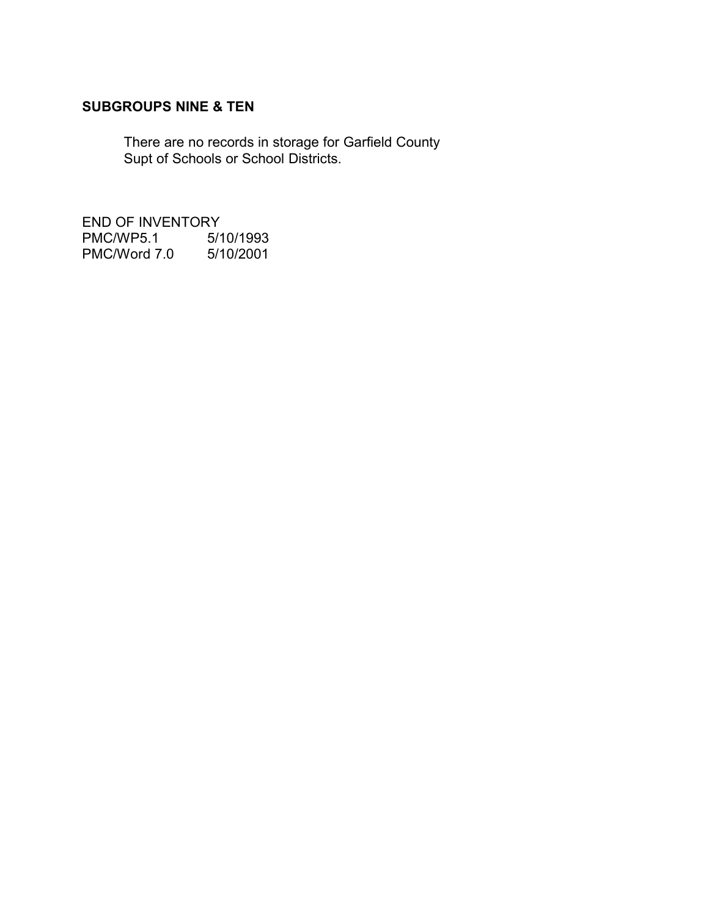**SUBGROUPS NINE & TEN**

There are no records in storage for Garfield County Supt of Schools or School Districts.

END OF INVENTORY
PMC/WP5.1 5/10/1993
PMC/Word 7.0 5/10/2001